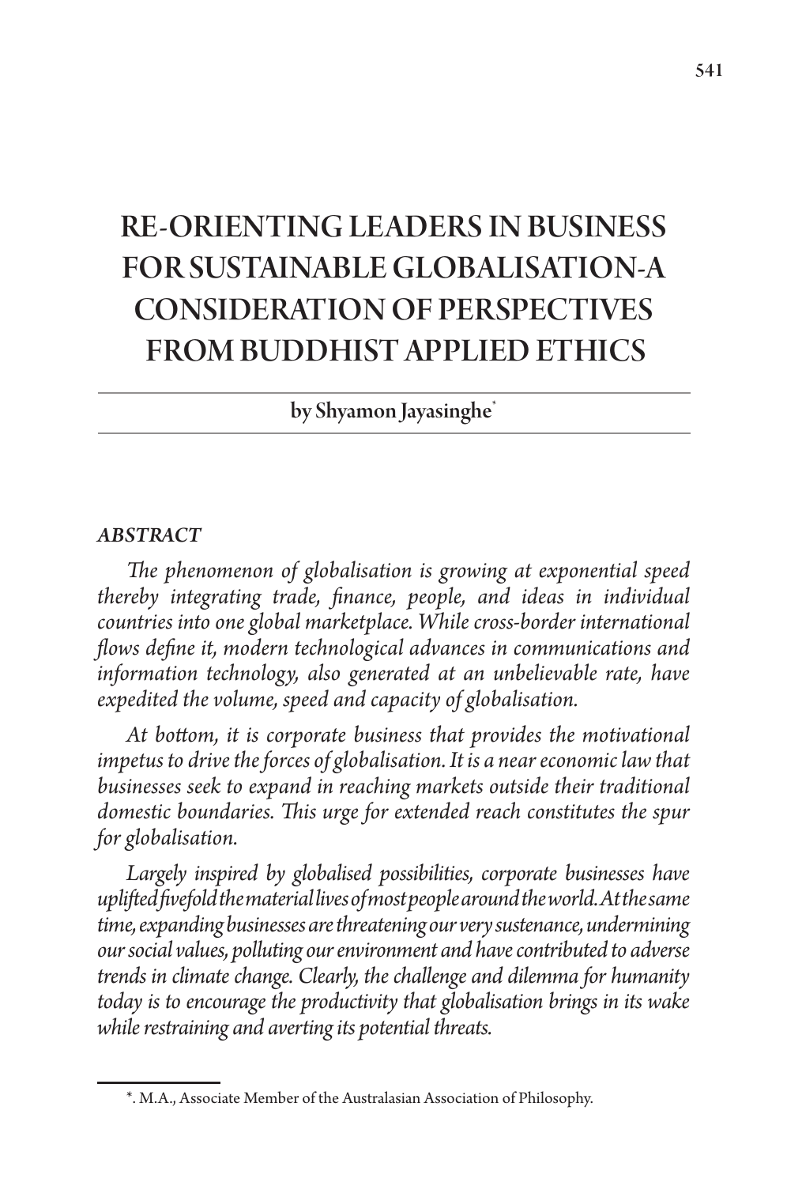# RE-ORIENTING LEADERS IN BUSINESS FOR SUSTAINABLE GLOBALISATION-A CONSIDERATION OF PERSPECTIVES FROM BUDDHIST APPLIED ETHICS

by Shyamon Jayasinghe[*]

***ABSTRACT***

*The phenomenon of globalisation is growing at exponential speed thereby integrating trade, finance, people, and ideas in individual countries into one global marketplace. While cross-border international flows define it, modern technological advances in communications and information technology, also generated at an unbelievable rate, have expedited the volume, speed and capacity of globalisation.*

*At bottom, it is corporate business that provides the motivational impetus to drive the forces of globalisation. It is a near economic law that businesses seek to expand in reaching markets outside their traditional domestic boundaries. This urge for extended reach constitutes the spur for globalisation.*

*Largely inspired by globalised possibilities, corporate businesses have uplifted fivefold the material lives of most people around the world. At the same time, expanding businesses are threatening our very sustenance, undermining our social values, polluting our environment and have contributed to adverse trends in climate change. Clearly, the challenge and dilemma for humanity today is to encourage the productivity that globalisation brings in its wake while restraining and averting its potential threats.*

---

[*]. M.A., Associate Member of the Australasian Association of Philosophy.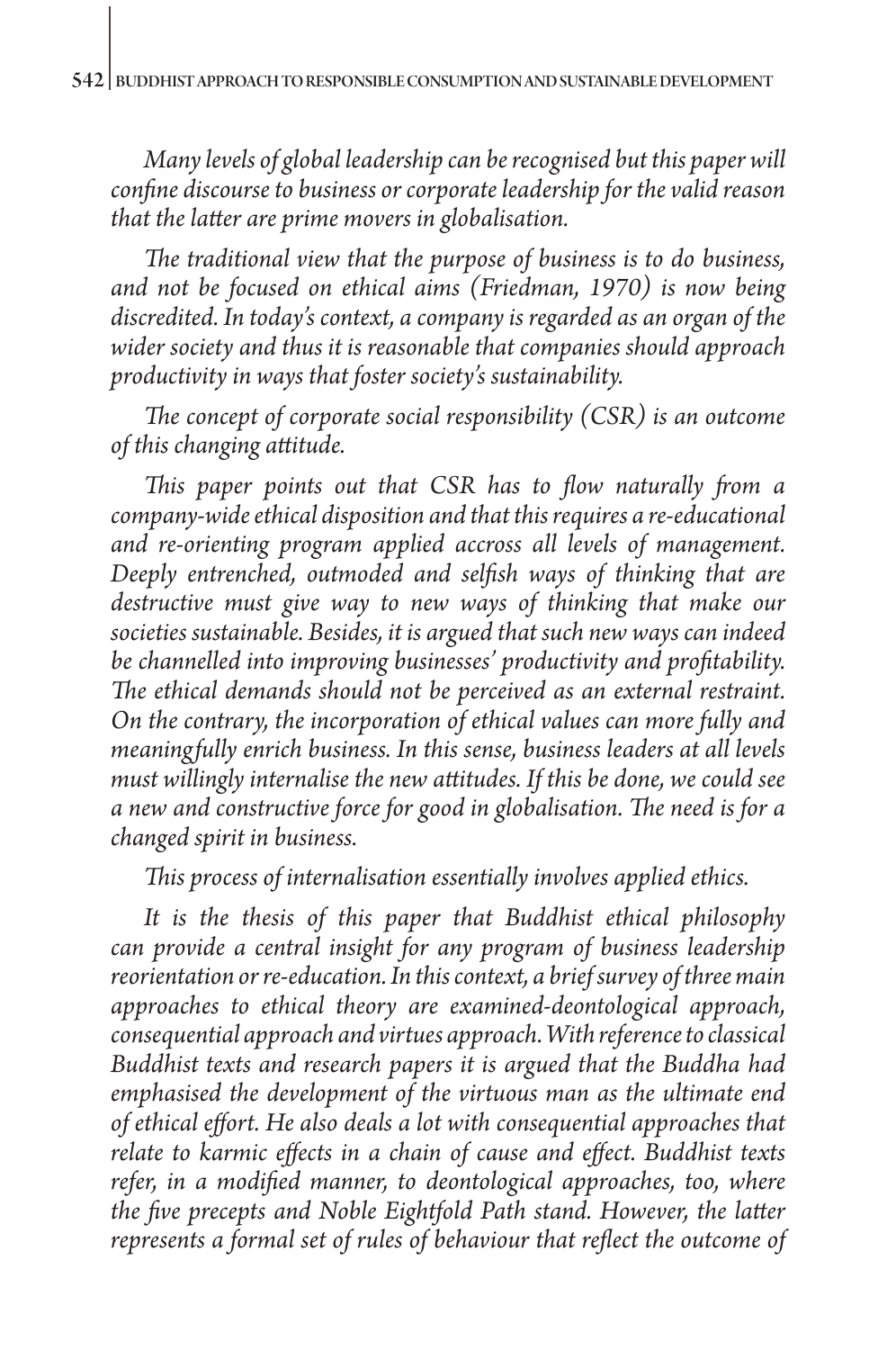*Many levels of global leadership can be recognised but this paper will confine discourse to business or corporate leadership for the valid reason that the latter are prime movers in globalisation.*

*The traditional view that the purpose of business is to do business, and not be focused on ethical aims (Friedman, 1970) is now being discredited. In today's context, a company is regarded as an organ of the wider society and thus it is reasonable that companies should approach productivity in ways that foster society's sustainability.*

*The concept of corporate social responsibility (CSR) is an outcome of this changing attitude.*

*This paper points out that CSR has to flow naturally from a company-wide ethical disposition and that this requires a re-educational and re-orienting program applied accross all levels of management. Deeply entrenched, outmoded and selfish ways of thinking that are destructive must give way to new ways of thinking that make our societies sustainable. Besides, it is argued that such new ways can indeed be channelled into improving businesses' productivity and profitability. The ethical demands should not be perceived as an external restraint. On the contrary, the incorporation of ethical values can more fully and meaningfully enrich business. In this sense, business leaders at all levels must willingly internalise the new attitudes. If this be done, we could see a new and constructive force for good in globalisation. The need is for a changed spirit in business.*

*This process of internalisation essentially involves applied ethics.*

*It is the thesis of this paper that Buddhist ethical philosophy can provide a central insight for any program of business leadership reorientation or re-education. In this context, a brief survey of three main approaches to ethical theory are examined-deontological approach, consequential approach and virtues approach. With reference to classical Buddhist texts and research papers it is argued that the Buddha had emphasised the development of the virtuous man as the ultimate end of ethical effort. He also deals a lot with consequential approaches that relate to karmic effects in a chain of cause and effect. Buddhist texts refer, in a modified manner, to deontological approaches, too, where the five precepts and Noble Eightfold Path stand. However, the latter represents a formal set of rules of behaviour that reflect the outcome of*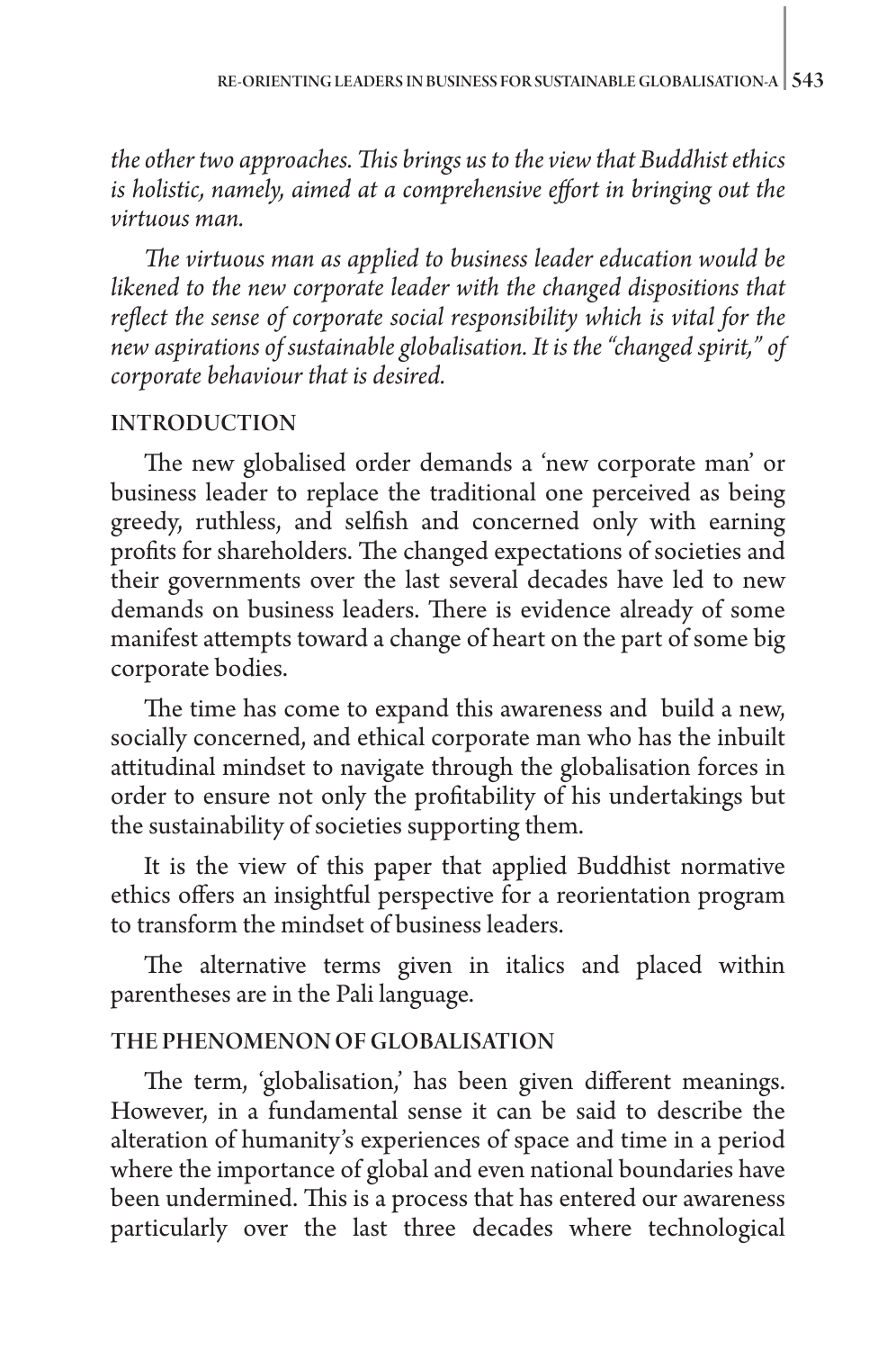*the other two approaches. This brings us to the view that Buddhist ethics is holistic, namely, aimed at a comprehensive effort in bringing out the virtuous man.*

*The virtuous man as applied to business leader education would be likened to the new corporate leader with the changed dispositions that reflect the sense of corporate social responsibility which is vital for the new aspirations of sustainable globalisation. It is the "changed spirit," of corporate behaviour that is desired.*

## INTRODUCTION

The new globalised order demands a 'new corporate man' or business leader to replace the traditional one perceived as being greedy, ruthless, and selfish and concerned only with earning profits for shareholders. The changed expectations of societies and their governments over the last several decades have led to new demands on business leaders. There is evidence already of some manifest attempts toward a change of heart on the part of some big corporate bodies.

The time has come to expand this awareness and build a new, socially concerned, and ethical corporate man who has the inbuilt attitudinal mindset to navigate through the globalisation forces in order to ensure not only the profitability of his undertakings but the sustainability of societies supporting them.

It is the view of this paper that applied Buddhist normative ethics offers an insightful perspective for a reorientation program to transform the mindset of business leaders.

The alternative terms given in italics and placed within parentheses are in the Pali language.

## THE PHENOMENON OF GLOBALISATION

The term, 'globalisation,' has been given different meanings. However, in a fundamental sense it can be said to describe the alteration of humanity's experiences of space and time in a period where the importance of global and even national boundaries have been undermined. This is a process that has entered our awareness particularly over the last three decades where technological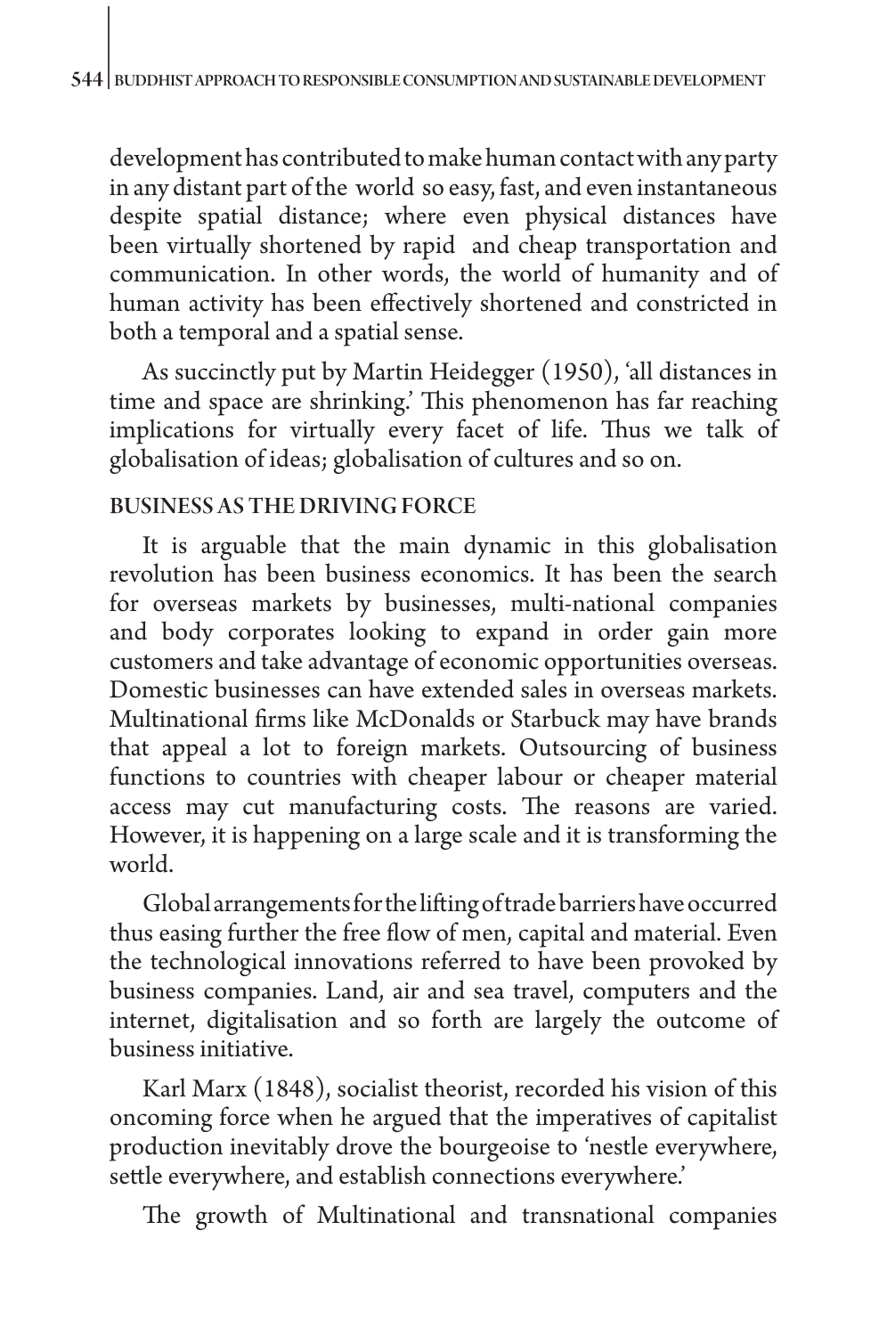development has contributed to make human contact with any party in any distant part of the world so easy, fast, and even instantaneous despite spatial distance; where even physical distances have been virtually shortened by rapid and cheap transportation and communication. In other words, the world of humanity and of human activity has been effectively shortened and constricted in both a temporal and a spatial sense.

As succinctly put by Martin Heidegger (1950), 'all distances in time and space are shrinking.' This phenomenon has far reaching implications for virtually every facet of life. Thus we talk of globalisation of ideas; globalisation of cultures and so on.

## BUSINESS AS THE DRIVING FORCE

It is arguable that the main dynamic in this globalisation revolution has been business economics. It has been the search for overseas markets by businesses, multi-national companies and body corporates looking to expand in order gain more customers and take advantage of economic opportunities overseas. Domestic businesses can have extended sales in overseas markets. Multinational firms like McDonalds or Starbuck may have brands that appeal a lot to foreign markets. Outsourcing of business functions to countries with cheaper labour or cheaper material access may cut manufacturing costs. The reasons are varied. However, it is happening on a large scale and it is transforming the world.

Global arrangements for the lifting of trade barriers have occurred thus easing further the free flow of men, capital and material. Even the technological innovations referred to have been provoked by business companies. Land, air and sea travel, computers and the internet, digitalisation and so forth are largely the outcome of business initiative.

Karl Marx (1848), socialist theorist, recorded his vision of this oncoming force when he argued that the imperatives of capitalist production inevitably drove the bourgeoise to 'nestle everywhere, settle everywhere, and establish connections everywhere.'

The growth of Multinational and transnational companies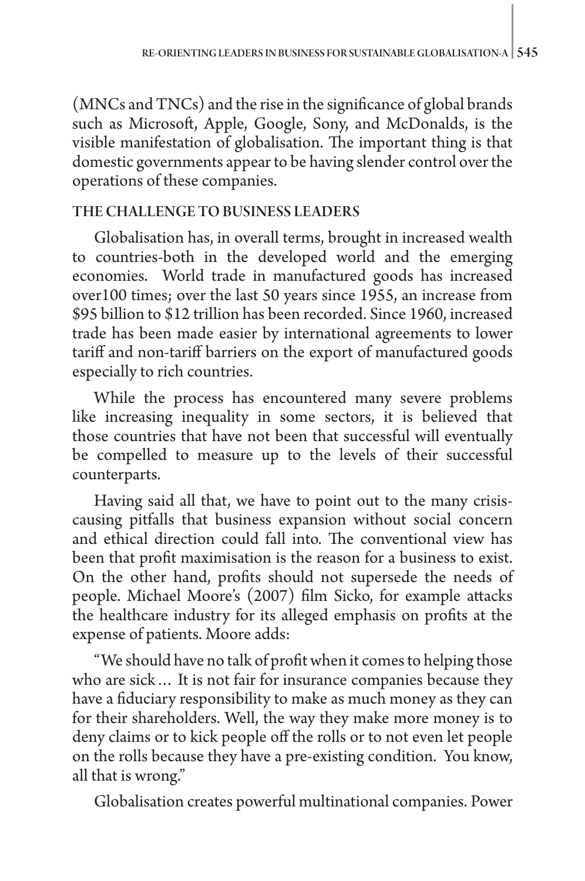(MNCs and TNCs) and the rise in the significance of global brands such as Microsoft, Apple, Google, Sony, and McDonalds, is the visible manifestation of globalisation. The important thing is that domestic governments appear to be having slender control over the operations of these companies.

## THE CHALLENGE TO BUSINESS LEADERS

Globalisation has, in overall terms, brought in increased wealth to countries-both in the developed world and the emerging economies. World trade in manufactured goods has increased over100 times; over the last 50 years since 1955, an increase from $95 billion to $12 trillion has been recorded. Since 1960, increased trade has been made easier by international agreements to lower tariff and non-tariff barriers on the export of manufactured goods especially to rich countries.

While the process has encountered many severe problems like increasing inequality in some sectors, it is believed that those countries that have not been that successful will eventually be compelled to measure up to the levels of their successful counterparts.

Having said all that, we have to point out to the many crisis-causing pitfalls that business expansion without social concern and ethical direction could fall into. The conventional view has been that profit maximisation is the reason for a business to exist. On the other hand, profits should not supersede the needs of people. Michael Moore's (2007) film Sicko, for example attacks the healthcare industry for its alleged emphasis on profits at the expense of patients. Moore adds:

"We should have no talk of profit when it comes to helping those who are sick… It is not fair for insurance companies because they have a fiduciary responsibility to make as much money as they can for their shareholders. Well, the way they make more money is to deny claims or to kick people off the rolls or to not even let people on the rolls because they have a pre-existing condition. You know, all that is wrong."

Globalisation creates powerful multinational companies. Power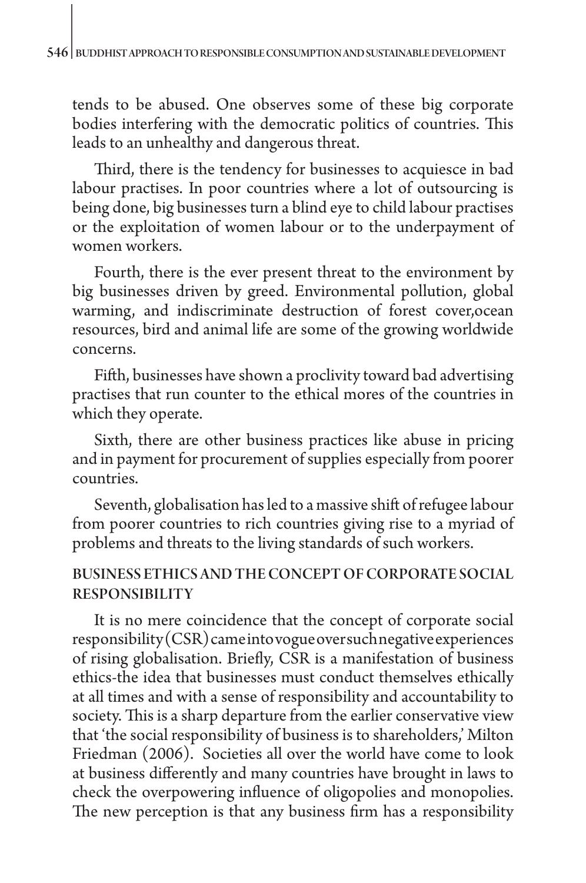tends to be abused. One observes some of these big corporate bodies interfering with the democratic politics of countries. This leads to an unhealthy and dangerous threat.

Third, there is the tendency for businesses to acquiesce in bad labour practises. In poor countries where a lot of outsourcing is being done, big businesses turn a blind eye to child labour practises or the exploitation of women labour or to the underpayment of women workers.

Fourth, there is the ever present threat to the environment by big businesses driven by greed. Environmental pollution, global warming, and indiscriminate destruction of forest cover,ocean resources, bird and animal life are some of the growing worldwide concerns.

Fifth, businesses have shown a proclivity toward bad advertising practises that run counter to the ethical mores of the countries in which they operate.

Sixth, there are other business practices like abuse in pricing and in payment for procurement of supplies especially from poorer countries.

Seventh, globalisation has led to a massive shift of refugee labour from poorer countries to rich countries giving rise to a myriad of problems and threats to the living standards of such workers.

## BUSINESS ETHICS AND THE CONCEPT OF CORPORATE SOCIAL RESPONSIBILITY

It is no mere coincidence that the concept of corporate social responsibility (CSR) came into vogue over such negative experiences of rising globalisation. Briefly, CSR is a manifestation of business ethics-the idea that businesses must conduct themselves ethically at all times and with a sense of responsibility and accountability to society. This is a sharp departure from the earlier conservative view that 'the social responsibility of business is to shareholders,' Milton Friedman (2006). Societies all over the world have come to look at business differently and many countries have brought in laws to check the overpowering influence of oligopolies and monopolies. The new perception is that any business firm has a responsibility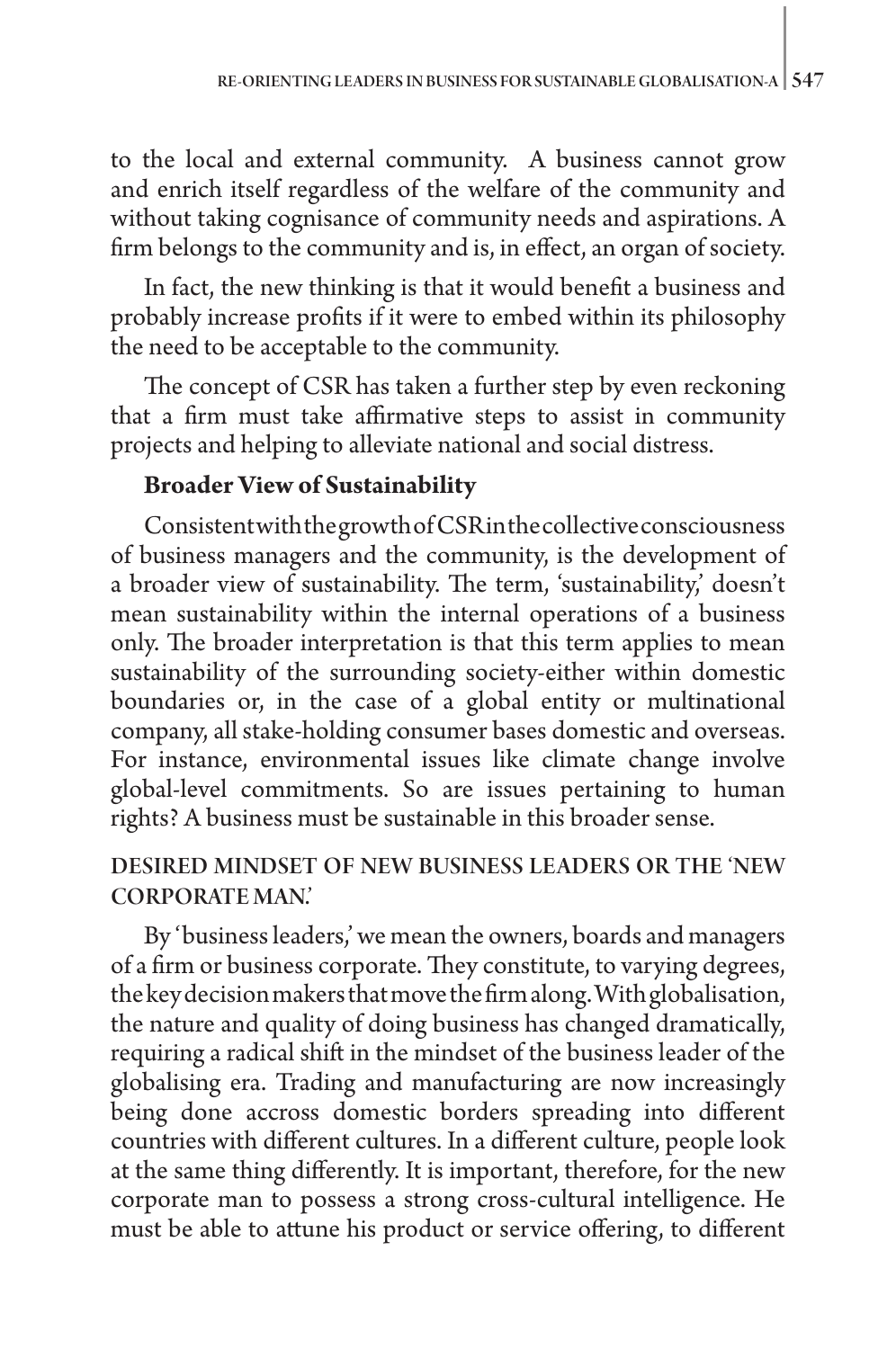to the local and external community. A business cannot grow and enrich itself regardless of the welfare of the community and without taking cognisance of community needs and aspirations. A firm belongs to the community and is, in effect, an organ of society.

In fact, the new thinking is that it would benefit a business and probably increase profits if it were to embed within its philosophy the need to be acceptable to the community.

The concept of CSR has taken a further step by even reckoning that a firm must take affirmative steps to assist in community projects and helping to alleviate national and social distress.

**Broader View of Sustainability**

Consistent with the growth of CSR in the collective consciousness of business managers and the community, is the development of a broader view of sustainability. The term, 'sustainability,' doesn't mean sustainability within the internal operations of a business only. The broader interpretation is that this term applies to mean sustainability of the surrounding society-either within domestic boundaries or, in the case of a global entity or multinational company, all stake-holding consumer bases domestic and overseas. For instance, environmental issues like climate change involve global-level commitments. So are issues pertaining to human rights? A business must be sustainable in this broader sense.

## DESIRED MINDSET OF NEW BUSINESS LEADERS OR THE 'NEW CORPORATE MAN.'

By 'business leaders,' we mean the owners, boards and managers of a firm or business corporate. They constitute, to varying degrees, the key decision makers that move the firm along. With globalisation, the nature and quality of doing business has changed dramatically, requiring a radical shift in the mindset of the business leader of the globalising era. Trading and manufacturing are now increasingly being done accross domestic borders spreading into different countries with different cultures. In a different culture, people look at the same thing differently. It is important, therefore, for the new corporate man to possess a strong cross-cultural intelligence. He must be able to attune his product or service offering, to different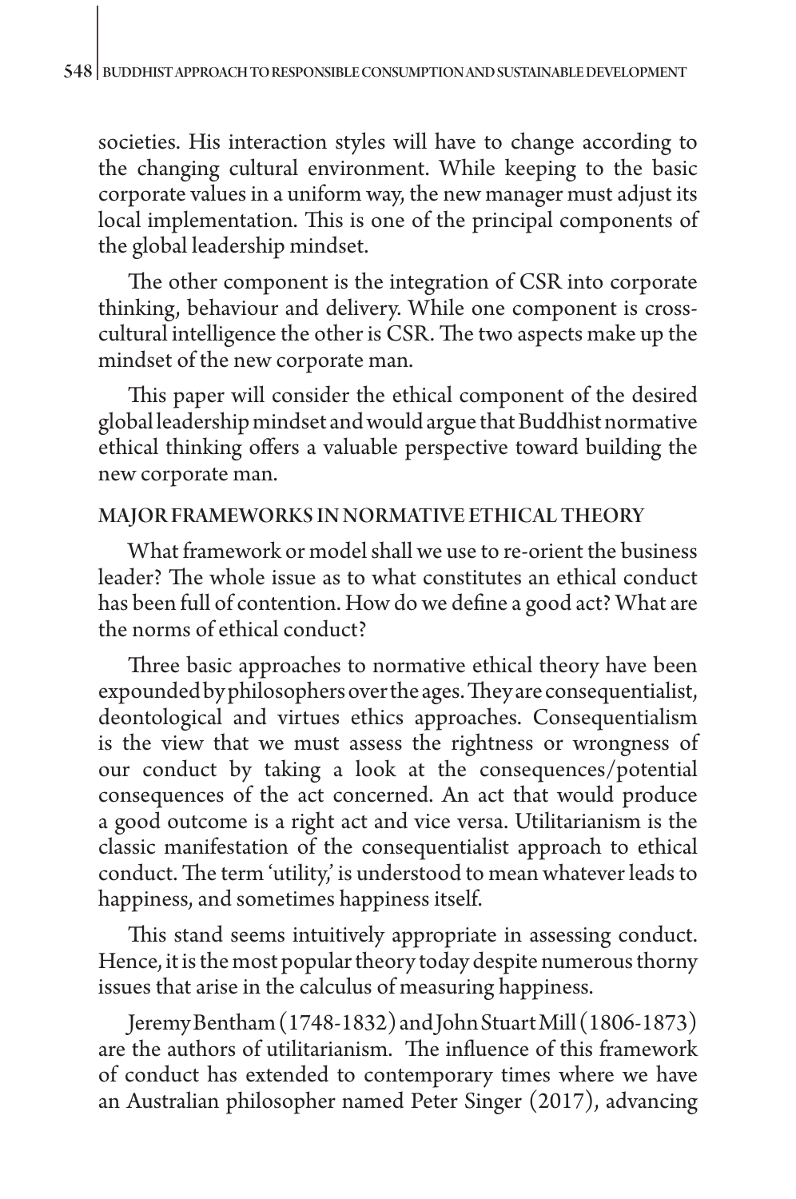societies. His interaction styles will have to change according to the changing cultural environment. While keeping to the basic corporate values in a uniform way, the new manager must adjust its local implementation. This is one of the principal components of the global leadership mindset.

The other component is the integration of CSR into corporate thinking, behaviour and delivery. While one component is cross-cultural intelligence the other is CSR. The two aspects make up the mindset of the new corporate man.

This paper will consider the ethical component of the desired global leadership mindset and would argue that Buddhist normative ethical thinking offers a valuable perspective toward building the new corporate man.

## MAJOR FRAMEWORKS IN NORMATIVE ETHICAL THEORY

What framework or model shall we use to re-orient the business leader? The whole issue as to what constitutes an ethical conduct has been full of contention. How do we define a good act? What are the norms of ethical conduct?

Three basic approaches to normative ethical theory have been expounded by philosophers over the ages. They are consequentialist, deontological and virtues ethics approaches. Consequentialism is the view that we must assess the rightness or wrongness of our conduct by taking a look at the consequences/potential consequences of the act concerned. An act that would produce a good outcome is a right act and vice versa. Utilitarianism is the classic manifestation of the consequentialist approach to ethical conduct. The term 'utility,' is understood to mean whatever leads to happiness, and sometimes happiness itself.

This stand seems intuitively appropriate in assessing conduct. Hence, it is the most popular theory today despite numerous thorny issues that arise in the calculus of measuring happiness.

Jeremy Bentham (1748-1832) and John Stuart Mill (1806-1873) are the authors of utilitarianism. The influence of this framework of conduct has extended to contemporary times where we have an Australian philosopher named Peter Singer (2017), advancing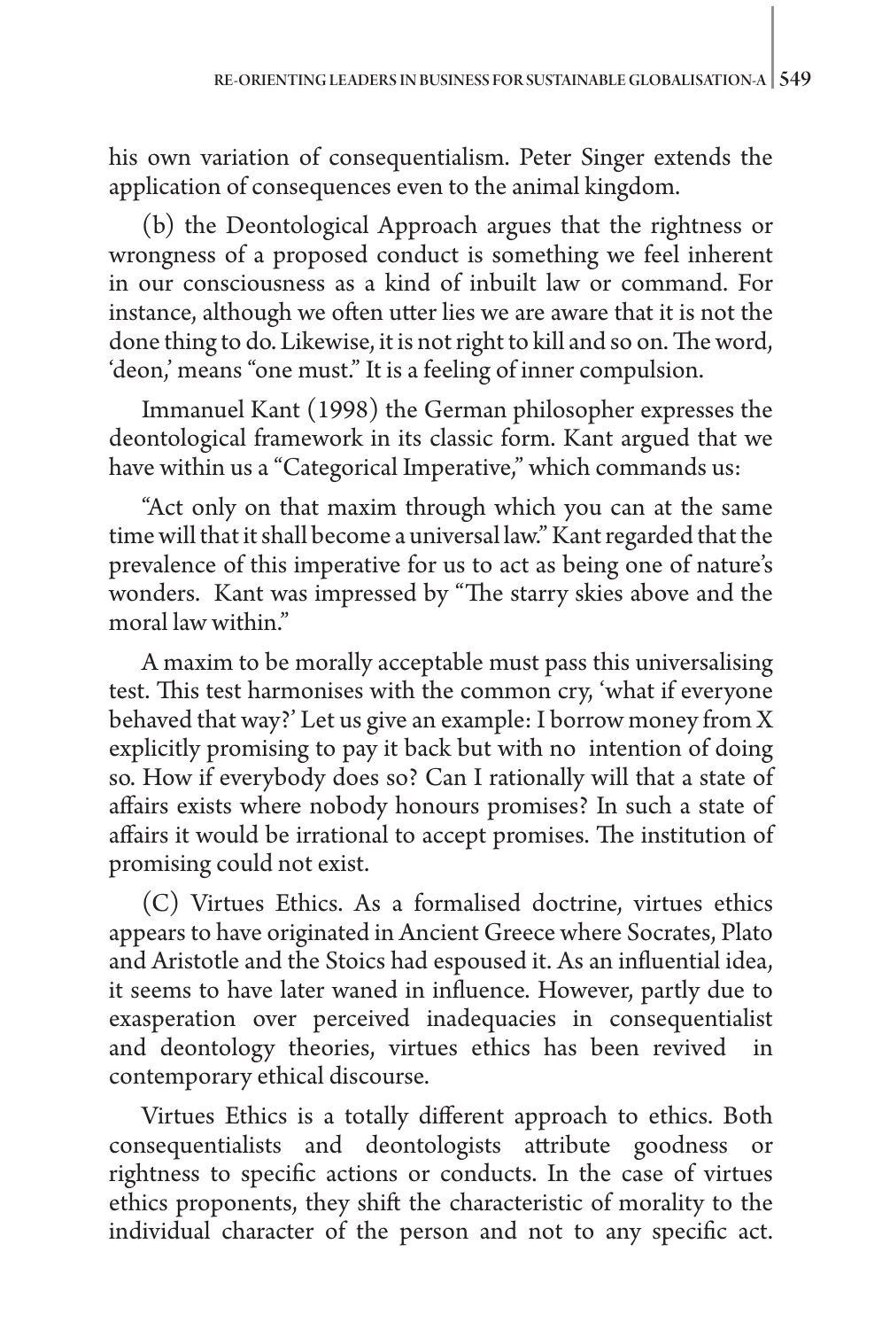his own variation of consequentialism. Peter Singer extends the application of consequences even to the animal kingdom.

(b) the Deontological Approach argues that the rightness or wrongness of a proposed conduct is something we feel inherent in our consciousness as a kind of inbuilt law or command. For instance, although we often utter lies we are aware that it is not the done thing to do. Likewise, it is not right to kill and so on. The word, 'deon,' means "one must." It is a feeling of inner compulsion.

Immanuel Kant (1998) the German philosopher expresses the deontological framework in its classic form. Kant argued that we have within us a "Categorical Imperative," which commands us:

"Act only on that maxim through which you can at the same time will that it shall become a universal law." Kant regarded that the prevalence of this imperative for us to act as being one of nature's wonders. Kant was impressed by "The starry skies above and the moral law within."

A maxim to be morally acceptable must pass this universalising test. This test harmonises with the common cry, 'what if everyone behaved that way?' Let us give an example: I borrow money from X explicitly promising to pay it back but with no intention of doing so. How if everybody does so? Can I rationally will that a state of affairs exists where nobody honours promises? In such a state of affairs it would be irrational to accept promises. The institution of promising could not exist.

(C) Virtues Ethics. As a formalised doctrine, virtues ethics appears to have originated in Ancient Greece where Socrates, Plato and Aristotle and the Stoics had espoused it. As an influential idea, it seems to have later waned in influence. However, partly due to exasperation over perceived inadequacies in consequentialist and deontology theories, virtues ethics has been revived in contemporary ethical discourse.

Virtues Ethics is a totally different approach to ethics. Both consequentialists and deontologists attribute goodness or rightness to specific actions or conducts. In the case of virtues ethics proponents, they shift the characteristic of morality to the individual character of the person and not to any specific act.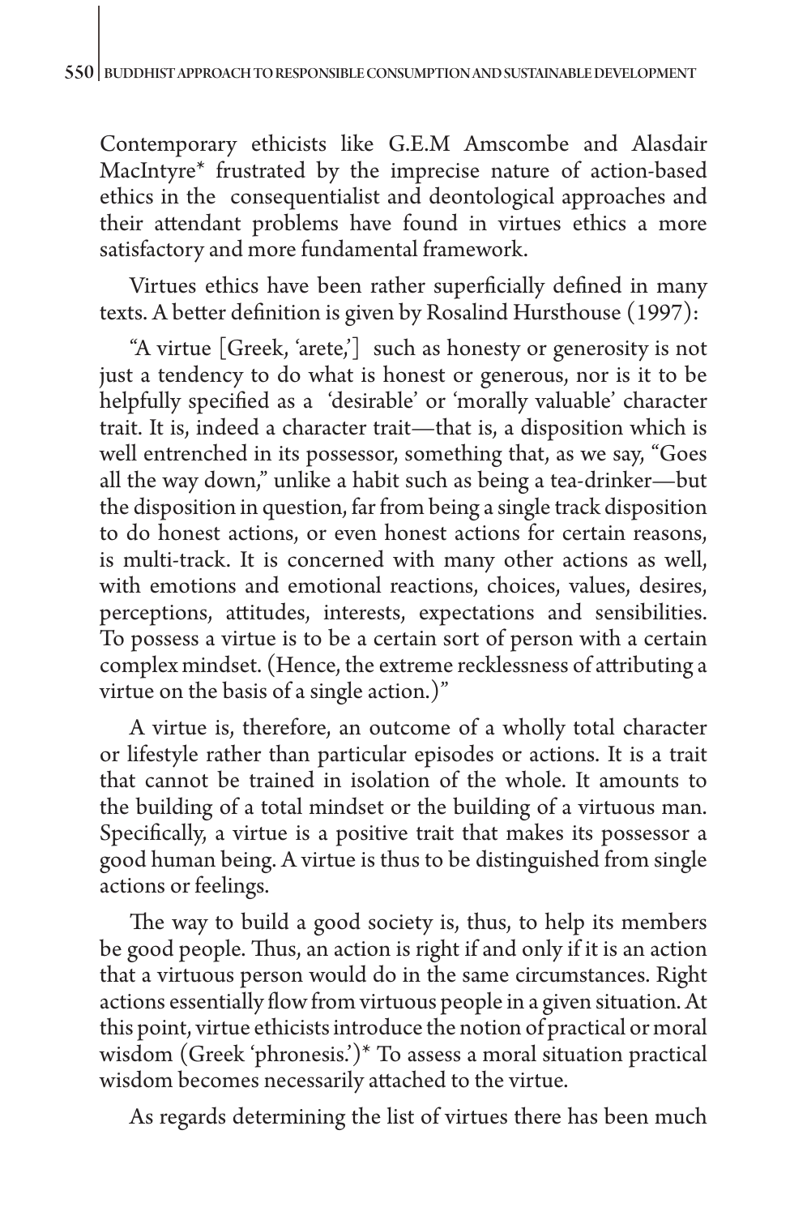Contemporary ethicists like G.E.M Amscombe and Alasdair MacIntyre* frustrated by the imprecise nature of action-based ethics in the consequentialist and deontological approaches and their attendant problems have found in virtues ethics a more satisfactory and more fundamental framework.

Virtues ethics have been rather superficially defined in many texts. A better definition is given by Rosalind Hursthouse (1997):

"A virtue [Greek, 'arete,'] such as honesty or generosity is not just a tendency to do what is honest or generous, nor is it to be helpfully specified as a 'desirable' or 'morally valuable' character trait. It is, indeed a character trait—that is, a disposition which is well entrenched in its possessor, something that, as we say, "Goes all the way down," unlike a habit such as being a tea-drinker—but the disposition in question, far from being a single track disposition to do honest actions, or even honest actions for certain reasons, is multi-track. It is concerned with many other actions as well, with emotions and emotional reactions, choices, values, desires, perceptions, attitudes, interests, expectations and sensibilities. To possess a virtue is to be a certain sort of person with a certain complex mindset. (Hence, the extreme recklessness of attributing a virtue on the basis of a single action.)"

A virtue is, therefore, an outcome of a wholly total character or lifestyle rather than particular episodes or actions. It is a trait that cannot be trained in isolation of the whole. It amounts to the building of a total mindset or the building of a virtuous man. Specifically, a virtue is a positive trait that makes its possessor a good human being. A virtue is thus to be distinguished from single actions or feelings.

The way to build a good society is, thus, to help its members be good people. Thus, an action is right if and only if it is an action that a virtuous person would do in the same circumstances. Right actions essentially flow from virtuous people in a given situation. At this point, virtue ethicists introduce the notion of practical or moral wisdom (Greek 'phronesis.')* To assess a moral situation practical wisdom becomes necessarily attached to the virtue.

As regards determining the list of virtues there has been much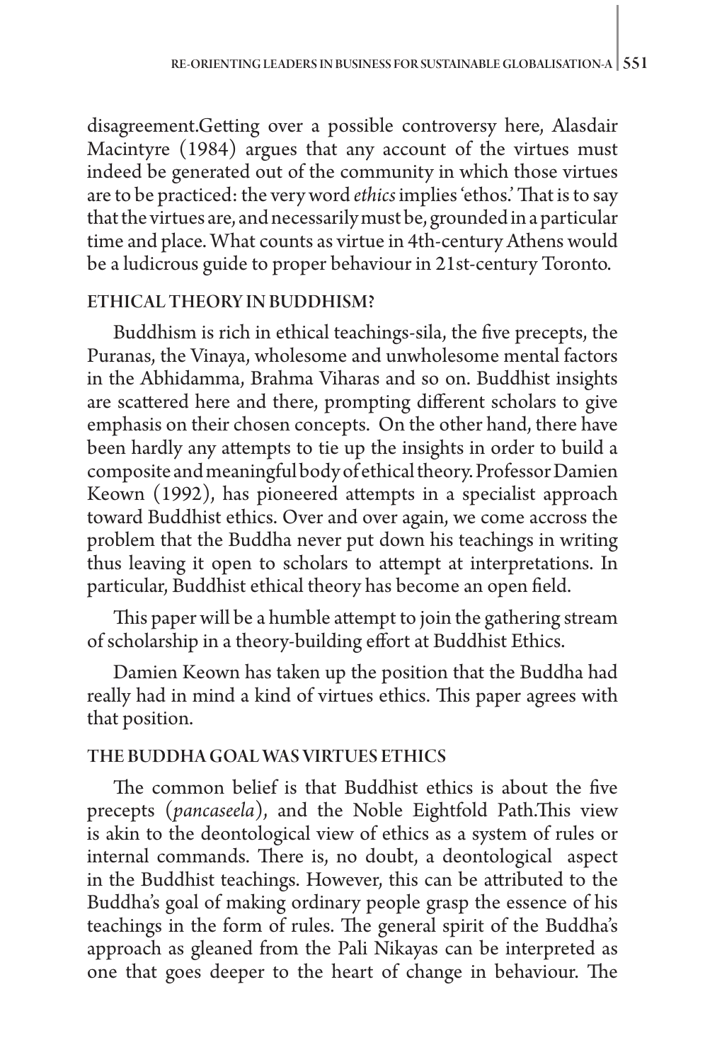disagreement.Getting over a possible controversy here, Alasdair Macintyre (1984) argues that any account of the virtues must indeed be generated out of the community in which those virtues are to be practiced: the very word *ethics* implies 'ethos.' That is to say that the virtues are, and necessarily must be, grounded in a particular time and place. What counts as virtue in 4th-century Athens would be a ludicrous guide to proper behaviour in 21st-century Toronto.

## ETHICAL THEORY IN BUDDHISM?

Buddhism is rich in ethical teachings-sila, the five precepts, the Puranas, the Vinaya, wholesome and unwholesome mental factors in the Abhidamma, Brahma Viharas and so on. Buddhist insights are scattered here and there, prompting different scholars to give emphasis on their chosen concepts. On the other hand, there have been hardly any attempts to tie up the insights in order to build a composite and meaningful body of ethical theory. Professor Damien Keown (1992), has pioneered attempts in a specialist approach toward Buddhist ethics. Over and over again, we come accross the problem that the Buddha never put down his teachings in writing thus leaving it open to scholars to attempt at interpretations. In particular, Buddhist ethical theory has become an open field.

This paper will be a humble attempt to join the gathering stream of scholarship in a theory-building effort at Buddhist Ethics.

Damien Keown has taken up the position that the Buddha had really had in mind a kind of virtues ethics. This paper agrees with that position.

## THE BUDDHA GOAL WAS VIRTUES ETHICS

The common belief is that Buddhist ethics is about the five precepts (*pancaseela*), and the Noble Eightfold Path.This view is akin to the deontological view of ethics as a system of rules or internal commands. There is, no doubt, a deontological aspect in the Buddhist teachings. However, this can be attributed to the Buddha's goal of making ordinary people grasp the essence of his teachings in the form of rules. The general spirit of the Buddha's approach as gleaned from the Pali Nikayas can be interpreted as one that goes deeper to the heart of change in behaviour. The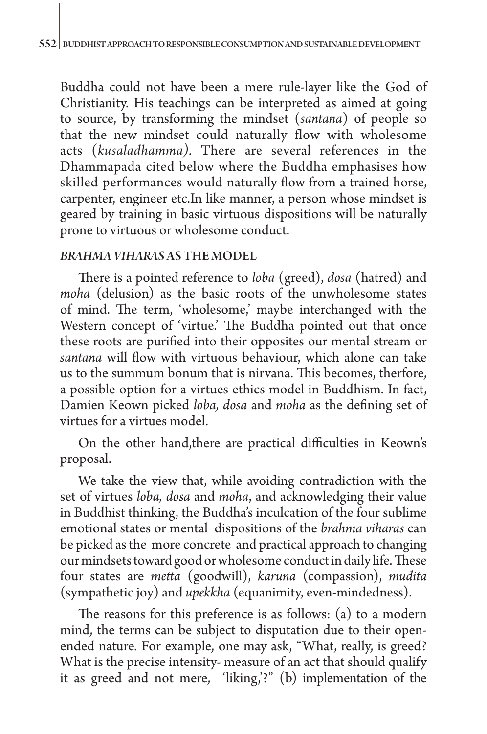Buddha could not have been a mere rule-layer like the God of Christianity. His teachings can be interpreted as aimed at going to source, by transforming the mindset (*santana*) of people so that the new mindset could naturally flow with wholesome acts (*kusaladhamma).* There are several references in the Dhammapada cited below where the Buddha emphasises how skilled performances would naturally flow from a trained horse, carpenter, engineer etc.In like manner, a person whose mindset is geared by training in basic virtuous dispositions will be naturally prone to virtuous or wholesome conduct.

### *BRAHMA VIHARAS* AS THE MODEL

There is a pointed reference to *loba* (greed), *dosa* (hatred) and *moha* (delusion) as the basic roots of the unwholesome states of mind. The term, 'wholesome,' maybe interchanged with the Western concept of 'virtue.' The Buddha pointed out that once these roots are purified into their opposites our mental stream or *santana* will flow with virtuous behaviour, which alone can take us to the summum bonum that is nirvana. This becomes, therfore, a possible option for a virtues ethics model in Buddhism. In fact, Damien Keown picked *loba, dosa* and *moha* as the defining set of virtues for a virtues model.

On the other hand,there are practical difficulties in Keown's proposal.

We take the view that, while avoiding contradiction with the set of virtues *loba, dosa* and *moha*, and acknowledging their value in Buddhist thinking, the Buddha's inculcation of the four sublime emotional states or mental dispositions of the *brahma viharas* can be picked as the more concrete and practical approach to changing our mindsets toward good or wholesome conduct in daily life. These four states are *metta* (goodwill), *karuna* (compassion), *mudita* (sympathetic joy) and *upekkha* (equanimity, even-mindedness).

The reasons for this preference is as follows: (a) to a modern mind, the terms can be subject to disputation due to their open-ended nature. For example, one may ask, "What, really, is greed? What is the precise intensity- measure of an act that should qualify it as greed and not mere, 'liking,'?" (b) implementation of the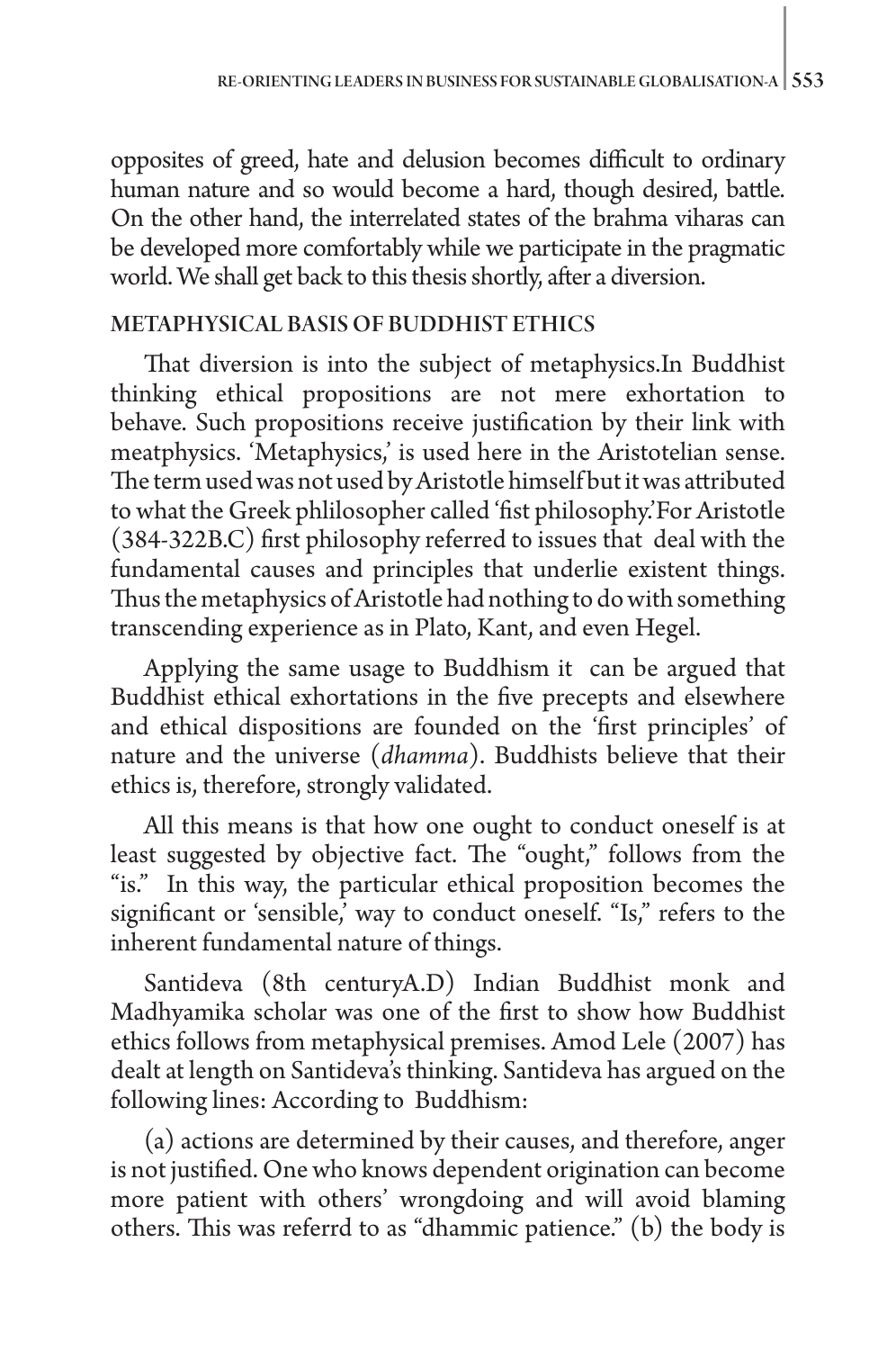opposites of greed, hate and delusion becomes difficult to ordinary human nature and so would become a hard, though desired, battle. On the other hand, the interrelated states of the brahma viharas can be developed more comfortably while we participate in the pragmatic world. We shall get back to this thesis shortly, after a diversion.

## METAPHYSICAL BASIS OF BUDDHIST ETHICS

That diversion is into the subject of metaphysics.In Buddhist thinking ethical propositions are not mere exhortation to behave. Such propositions receive justification by their link with meatphysics. 'Metaphysics,' is used here in the Aristotelian sense. The term used was not used by Aristotle himself but it was attributed to what the Greek phlilosopher called 'fist philosophy.'For Aristotle (384-322B.C) first philosophy referred to issues that deal with the fundamental causes and principles that underlie existent things. Thus the metaphysics of Aristotle had nothing to do with something transcending experience as in Plato, Kant, and even Hegel.

Applying the same usage to Buddhism it can be argued that Buddhist ethical exhortations in the five precepts and elsewhere and ethical dispositions are founded on the 'first principles' of nature and the universe (*dhamma*). Buddhists believe that their ethics is, therefore, strongly validated.

All this means is that how one ought to conduct oneself is at least suggested by objective fact. The "ought," follows from the "is." In this way, the particular ethical proposition becomes the significant or 'sensible,' way to conduct oneself. "Is," refers to the inherent fundamental nature of things.

Santideva (8th centuryA.D) Indian Buddhist monk and Madhyamika scholar was one of the first to show how Buddhist ethics follows from metaphysical premises. Amod Lele (2007) has dealt at length on Santideva's thinking. Santideva has argued on the following lines: According to Buddhism:

(a) actions are determined by their causes, and therefore, anger is not justified. One who knows dependent origination can become more patient with others' wrongdoing and will avoid blaming others. This was referrd to as "dhammic patience." (b) the body is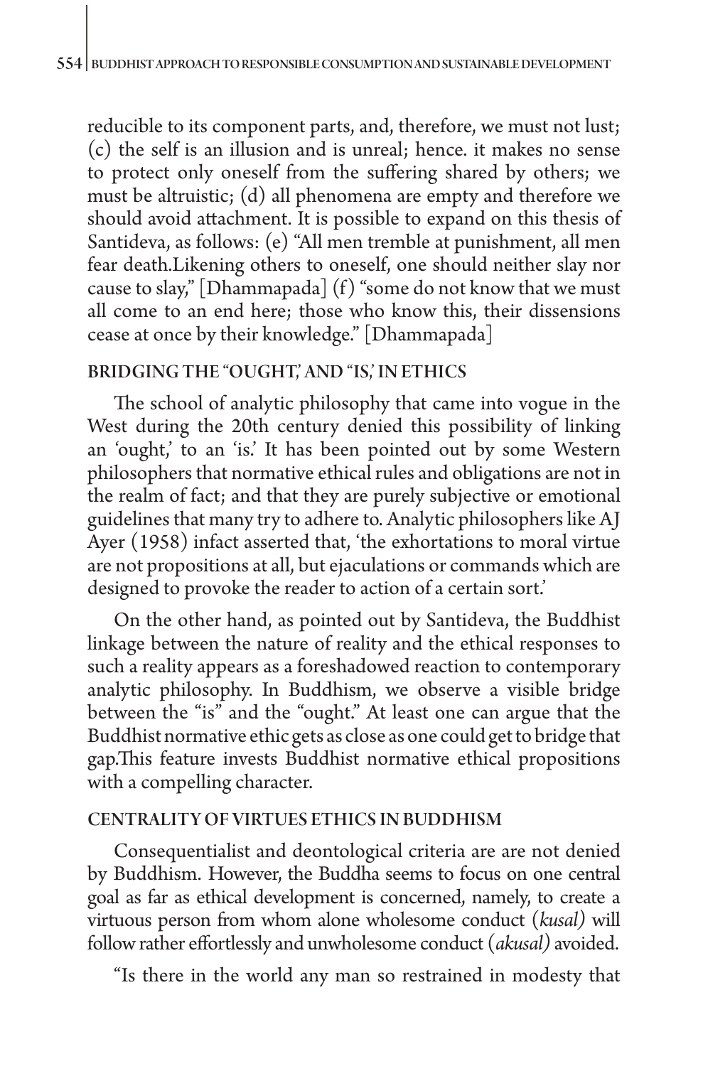reducible to its component parts, and, therefore, we must not lust; (c) the self is an illusion and is unreal; hence. it makes no sense to protect only oneself from the suffering shared by others; we must be altruistic; (d) all phenomena are empty and therefore we should avoid attachment. It is possible to expand on this thesis of Santideva, as follows: (e) "All men tremble at punishment, all men fear death.Likening others to oneself, one should neither slay nor cause to slay," [Dhammapada] (f) "some do not know that we must all come to an end here; those who know this, their dissensions cease at once by their knowledge." [Dhammapada]

## BRIDGING THE "OUGHT,' AND "IS,' IN ETHICS

The school of analytic philosophy that came into vogue in the West during the 20th century denied this possibility of linking an 'ought,' to an 'is.' It has been pointed out by some Western philosophers that normative ethical rules and obligations are not in the realm of fact; and that they are purely subjective or emotional guidelines that many try to adhere to. Analytic philosophers like AJ Ayer (1958) infact asserted that, 'the exhortations to moral virtue are not propositions at all, but ejaculations or commands which are designed to provoke the reader to action of a certain sort.'

On the other hand, as pointed out by Santideva, the Buddhist linkage between the nature of reality and the ethical responses to such a reality appears as a foreshadowed reaction to contemporary analytic philosophy. In Buddhism, we observe a visible bridge between the "is" and the "ought." At least one can argue that the Buddhist normative ethic gets as close as one could get to bridge that gap.This feature invests Buddhist normative ethical propositions with a compelling character.

## CENTRALITY OF VIRTUES ETHICS IN BUDDHISM

Consequentialist and deontological criteria are are not denied by Buddhism. However, the Buddha seems to focus on one central goal as far as ethical development is concerned, namely, to create a virtuous person from whom alone wholesome conduct (*kusal)* will follow rather effortlessly and unwholesome conduct (*akusal)* avoided.

"Is there in the world any man so restrained in modesty that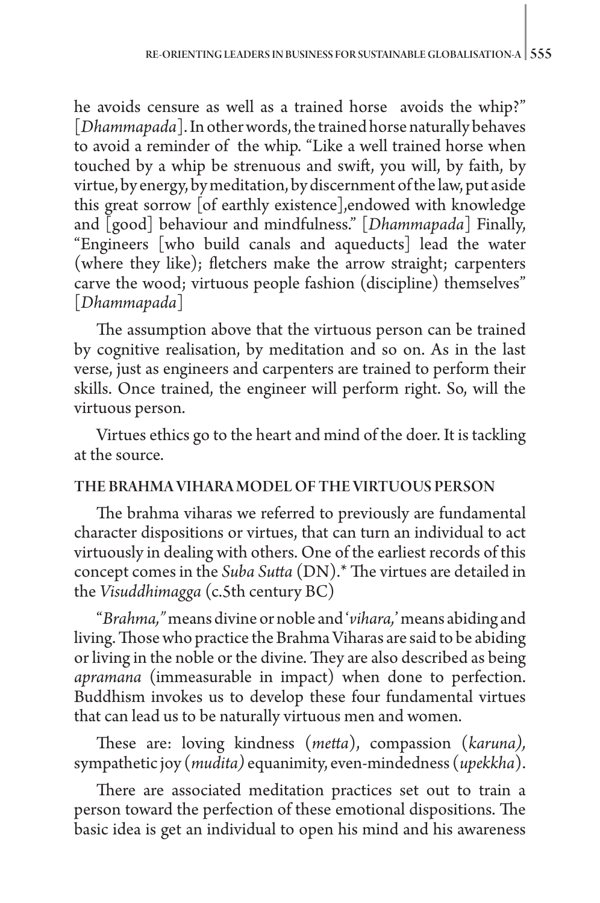he avoids censure as well as a trained horse avoids the whip?" [*Dhammapada*]. In other words, the trained horse naturally behaves to avoid a reminder of the whip. "Like a well trained horse when touched by a whip be strenuous and swift, you will, by faith, by virtue, by energy, by meditation, by discernment of the law, put aside this great sorrow [of earthly existence],endowed with knowledge and [good] behaviour and mindfulness." [*Dhammapada*] Finally, "Engineers [who build canals and aqueducts] lead the water (where they like); fletchers make the arrow straight; carpenters carve the wood; virtuous people fashion (discipline) themselves" [*Dhammapada*]

The assumption above that the virtuous person can be trained by cognitive realisation, by meditation and so on. As in the last verse, just as engineers and carpenters are trained to perform their skills. Once trained, the engineer will perform right. So, will the virtuous person.

Virtues ethics go to the heart and mind of the doer. It is tackling at the source.

## THE BRAHMA VIHARA MODEL OF THE VIRTUOUS PERSON

The brahma viharas we referred to previously are fundamental character dispositions or virtues, that can turn an individual to act virtuously in dealing with others. One of the earliest records of this concept comes in the *Suba Sutta* (DN).* The virtues are detailed in the *Visuddhimagga* (c.5th century BC)

"*Brahma,"* means divine or noble and '*vihara,*' means abiding and living. Those who practice the Brahma Viharas are said to be abiding or living in the noble or the divine. They are also described as being *apramana* (immeasurable in impact) when done to perfection. Buddhism invokes us to develop these four fundamental virtues that can lead us to be naturally virtuous men and women.

These are: loving kindness (*metta*), compassion (*karuna),* sympathetic joy (*mudita)* equanimity, even-mindedness (*upekkha*).

There are associated meditation practices set out to train a person toward the perfection of these emotional dispositions. The basic idea is get an individual to open his mind and his awareness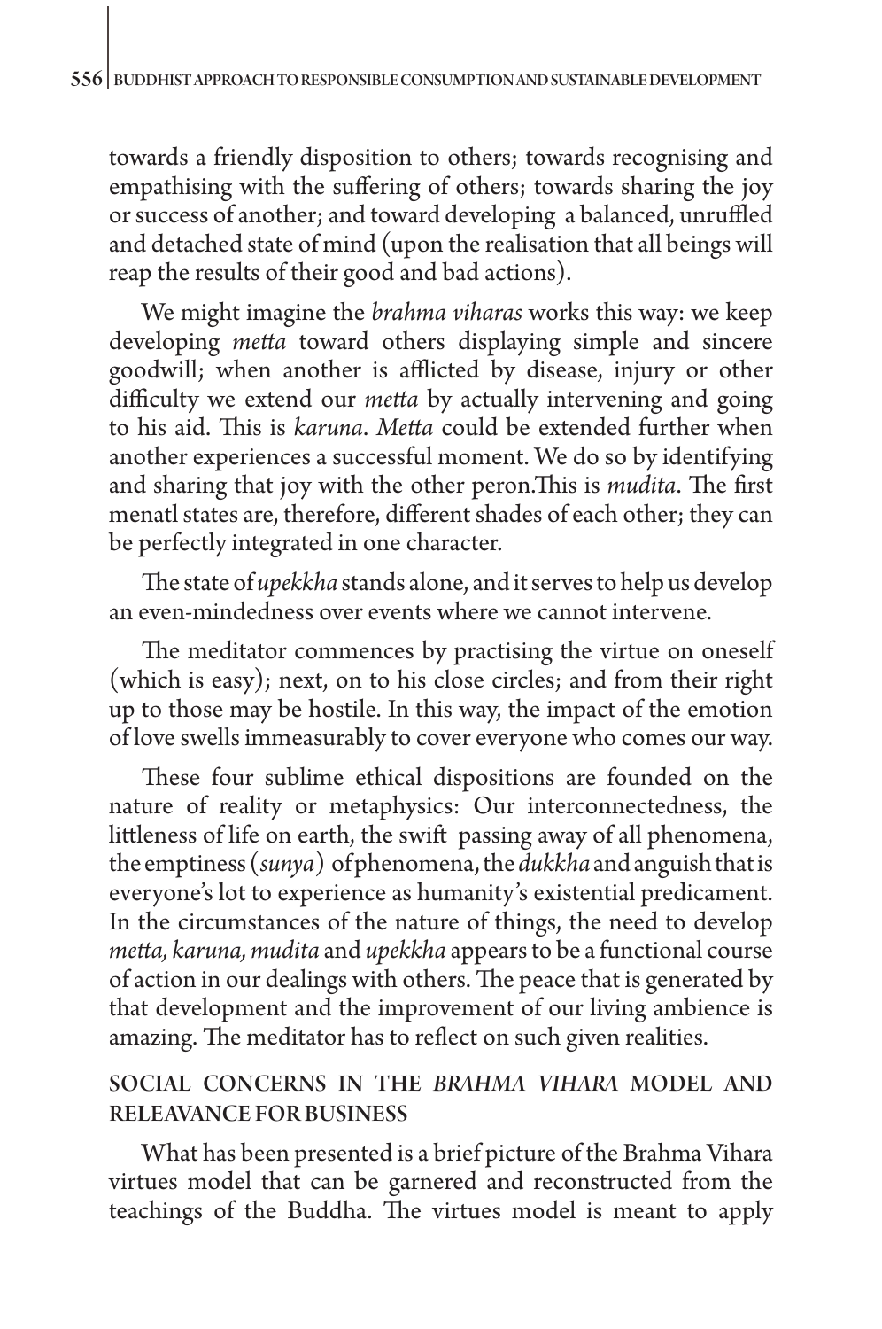towards a friendly disposition to others; towards recognising and empathising with the suffering of others; towards sharing the joy or success of another; and toward developing a balanced, unruffled and detached state of mind (upon the realisation that all beings will reap the results of their good and bad actions).

We might imagine the *brahma viharas* works this way: we keep developing *metta* toward others displaying simple and sincere goodwill; when another is afflicted by disease, injury or other difficulty we extend our *metta* by actually intervening and going to his aid. This is *karuna*. *Metta* could be extended further when another experiences a successful moment. We do so by identifying and sharing that joy with the other peron.This is *mudita*. The first menatl states are, therefore, different shades of each other; they can be perfectly integrated in one character.

The state of *upekkha* stands alone, and it serves to help us develop an even-mindedness over events where we cannot intervene.

The meditator commences by practising the virtue on oneself (which is easy); next, on to his close circles; and from their right up to those may be hostile. In this way, the impact of the emotion of love swells immeasurably to cover everyone who comes our way.

These four sublime ethical dispositions are founded on the nature of reality or metaphysics: Our interconnectedness, the littleness of life on earth, the swift passing away of all phenomena, the emptiness (*sunya*) of phenomena, the *dukkha* and anguish that is everyone's lot to experience as humanity's existential predicament. In the circumstances of the nature of things, the need to develop *metta, karuna, mudita* and *upekkha* appears to be a functional course of action in our dealings with others. The peace that is generated by that development and the improvement of our living ambience is amazing. The meditator has to reflect on such given realities.

## SOCIAL CONCERNS IN THE *BRAHMA VIHARA* MODEL AND RELEAVANCE FOR BUSINESS

What has been presented is a brief picture of the Brahma Vihara virtues model that can be garnered and reconstructed from the teachings of the Buddha. The virtues model is meant to apply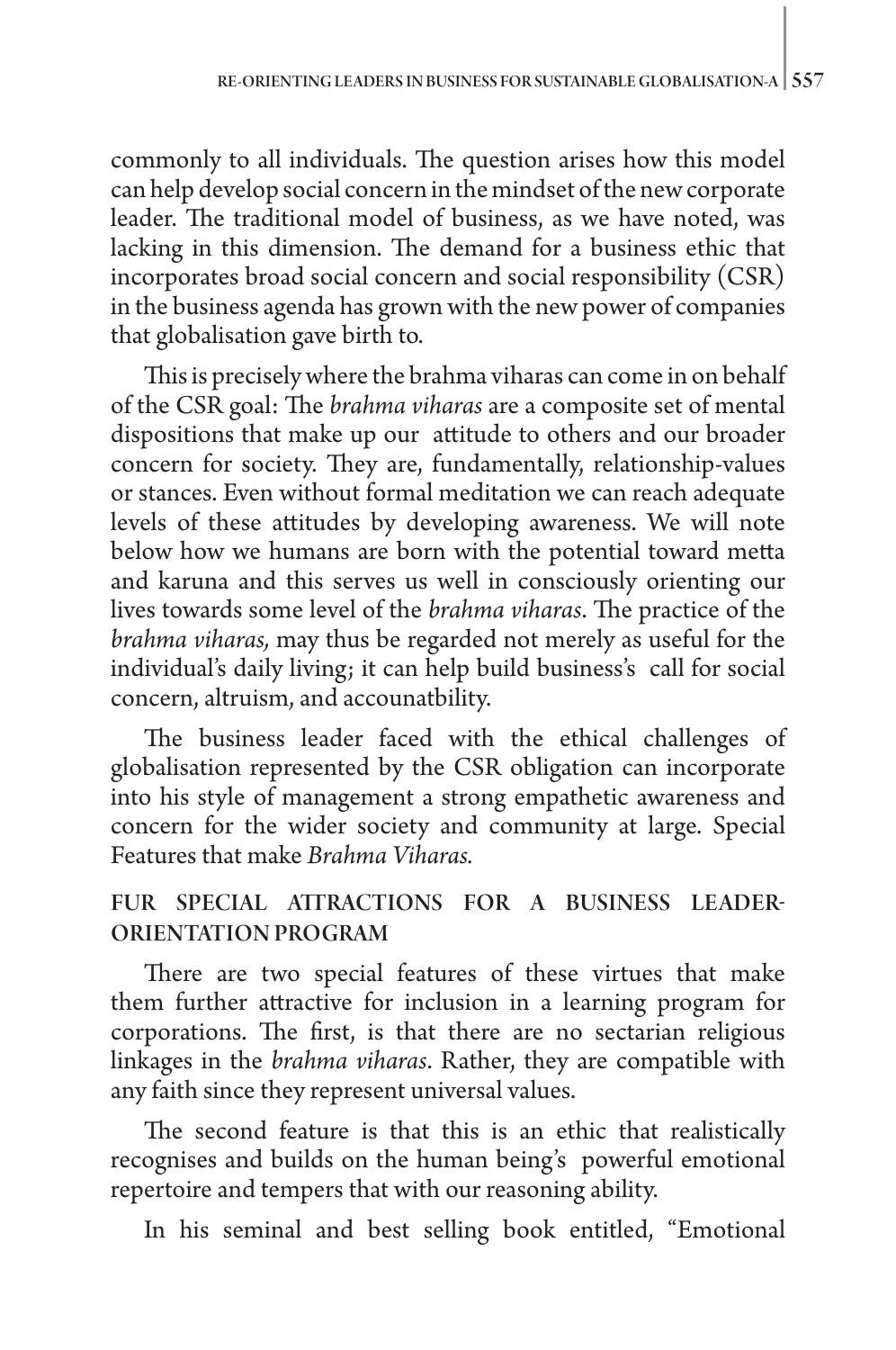commonly to all individuals. The question arises how this model can help develop social concern in the mindset of the new corporate leader. The traditional model of business, as we have noted, was lacking in this dimension. The demand for a business ethic that incorporates broad social concern and social responsibility (CSR) in the business agenda has grown with the new power of companies that globalisation gave birth to.

This is precisely where the brahma viharas can come in on behalf of the CSR goal: The *brahma viharas* are a composite set of mental dispositions that make up our attitude to others and our broader concern for society. They are, fundamentally, relationship-values or stances. Even without formal meditation we can reach adequate levels of these attitudes by developing awareness. We will note below how we humans are born with the potential toward metta and karuna and this serves us well in consciously orienting our lives towards some level of the *brahma viharas*. The practice of the *brahma viharas,* may thus be regarded not merely as useful for the individual's daily living; it can help build business's call for social concern, altruism, and accounatbility.

The business leader faced with the ethical challenges of globalisation represented by the CSR obligation can incorporate into his style of management a strong empathetic awareness and concern for the wider society and community at large. Special Features that make *Brahma Viharas.*

## FUR SPECIAL ATTRACTIONS FOR A BUSINESS LEADER-ORIENTATION PROGRAM

There are two special features of these virtues that make them further attractive for inclusion in a learning program for corporations. The first, is that there are no sectarian religious linkages in the *brahma viharas*. Rather, they are compatible with any faith since they represent universal values.

The second feature is that this is an ethic that realistically recognises and builds on the human being's powerful emotional repertoire and tempers that with our reasoning ability.

In his seminal and best selling book entitled, "Emotional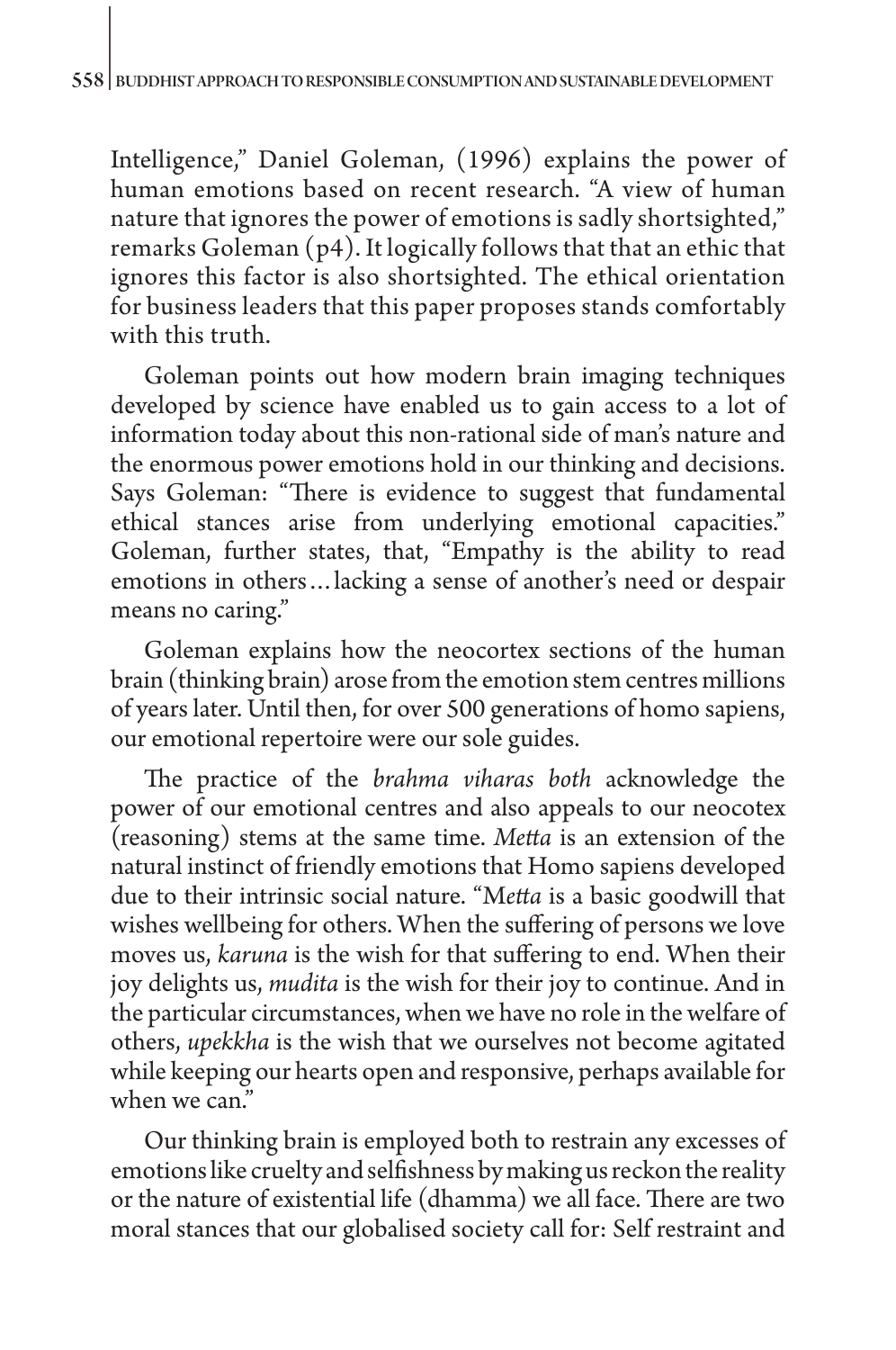Intelligence," Daniel Goleman, (1996) explains the power of human emotions based on recent research. "A view of human nature that ignores the power of emotions is sadly shortsighted," remarks Goleman (p4). It logically follows that that an ethic that ignores this factor is also shortsighted. The ethical orientation for business leaders that this paper proposes stands comfortably with this truth.

Goleman points out how modern brain imaging techniques developed by science have enabled us to gain access to a lot of information today about this non-rational side of man's nature and the enormous power emotions hold in our thinking and decisions. Says Goleman: "There is evidence to suggest that fundamental ethical stances arise from underlying emotional capacities." Goleman, further states, that, "Empathy is the ability to read emotions in others…lacking a sense of another's need or despair means no caring."

Goleman explains how the neocortex sections of the human brain (thinking brain) arose from the emotion stem centres millions of years later. Until then, for over 500 generations of homo sapiens, our emotional repertoire were our sole guides.

The practice of the *brahma viharas both* acknowledge the power of our emotional centres and also appeals to our neocotex (reasoning) stems at the same time. *Metta* is an extension of the natural instinct of friendly emotions that Homo sapiens developed due to their intrinsic social nature. "M*etta* is a basic goodwill that wishes wellbeing for others. When the suffering of persons we love moves us, *karuna* is the wish for that suffering to end. When their joy delights us, *mudita* is the wish for their joy to continue. And in the particular circumstances, when we have no role in the welfare of others, *upekkha* is the wish that we ourselves not become agitated while keeping our hearts open and responsive, perhaps available for when we can."

Our thinking brain is employed both to restrain any excesses of emotions like cruelty and selfishness by making us reckon the reality or the nature of existential life (dhamma) we all face. There are two moral stances that our globalised society call for: Self restraint and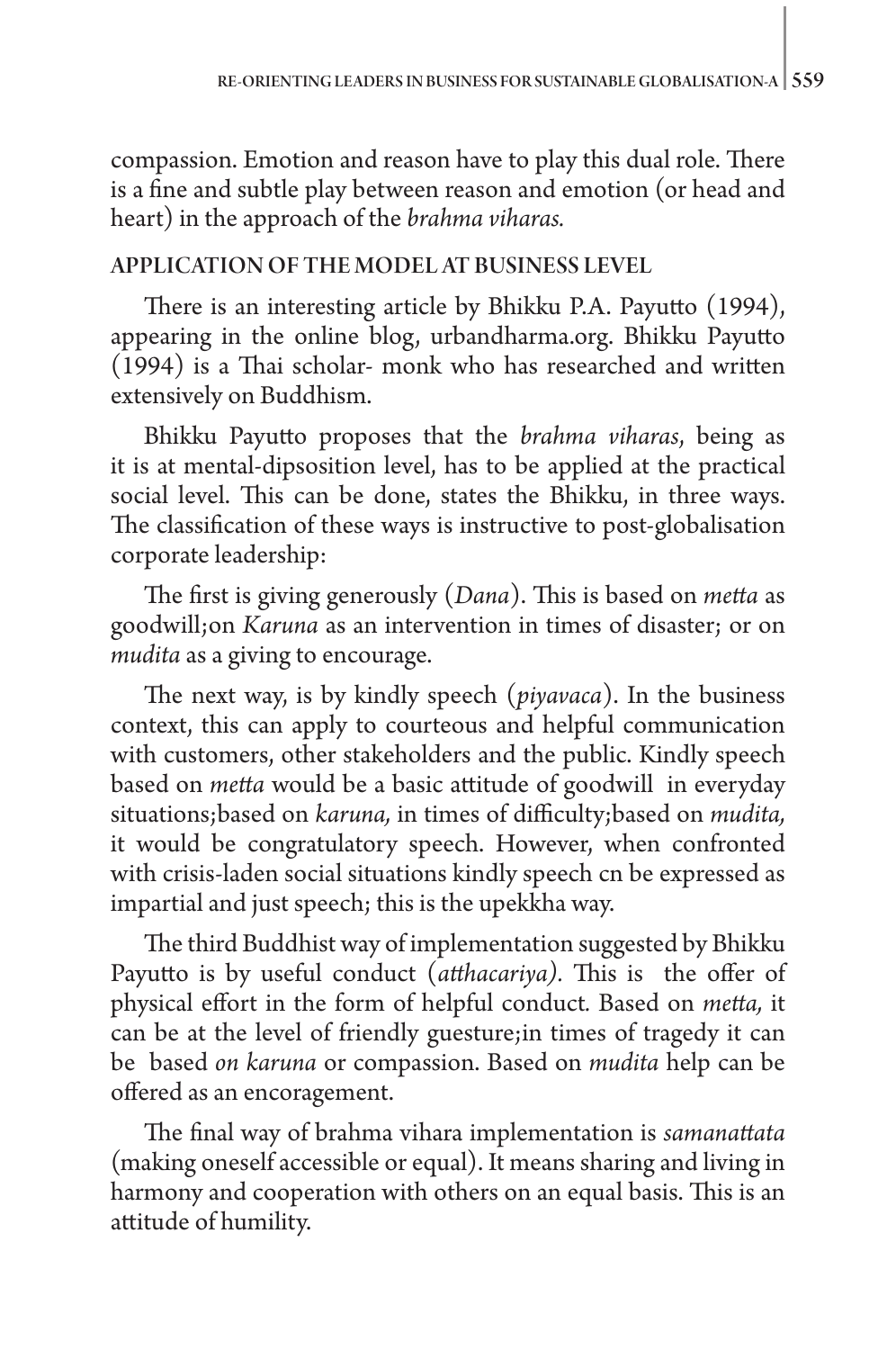compassion. Emotion and reason have to play this dual role. There is a fine and subtle play between reason and emotion (or head and heart) in the approach of the *brahma viharas.*

## APPLICATION OF THE MODEL AT BUSINESS LEVEL

There is an interesting article by Bhikku P.A. Payutto (1994), appearing in the online blog, urbandharma.org. Bhikku Payutto (1994) is a Thai scholar- monk who has researched and written extensively on Buddhism.

Bhikku Payutto proposes that the *brahma viharas*, being as it is at mental-dipsosition level, has to be applied at the practical social level. This can be done, states the Bhikku, in three ways. The classification of these ways is instructive to post-globalisation corporate leadership:

The first is giving generously (*Dana*). This is based on *metta* as goodwill;on *Karuna* as an intervention in times of disaster; or on *mudita* as a giving to encourage.

The next way, is by kindly speech (*piyavaca*). In the business context, this can apply to courteous and helpful communication with customers, other stakeholders and the public. Kindly speech based on *metta* would be a basic attitude of goodwill in everyday situations;based on *karuna,* in times of difficulty;based on *mudita,* it would be congratulatory speech. However, when confronted with crisis-laden social situations kindly speech cn be expressed as impartial and just speech; this is the upekkha way.

The third Buddhist way of implementation suggested by Bhikku Payutto is by useful conduct (*atthacariya).* This is the offer of physical effort in the form of helpful conduct*.* Based on *metta,* it can be at the level of friendly guesture;in times of tragedy it can be based *on karuna* or compassion. Based on *mudita* help can be offered as an encoragement.

The final way of brahma vihara implementation is *samanattata* (making oneself accessible or equal). It means sharing and living in harmony and cooperation with others on an equal basis. This is an attitude of humility.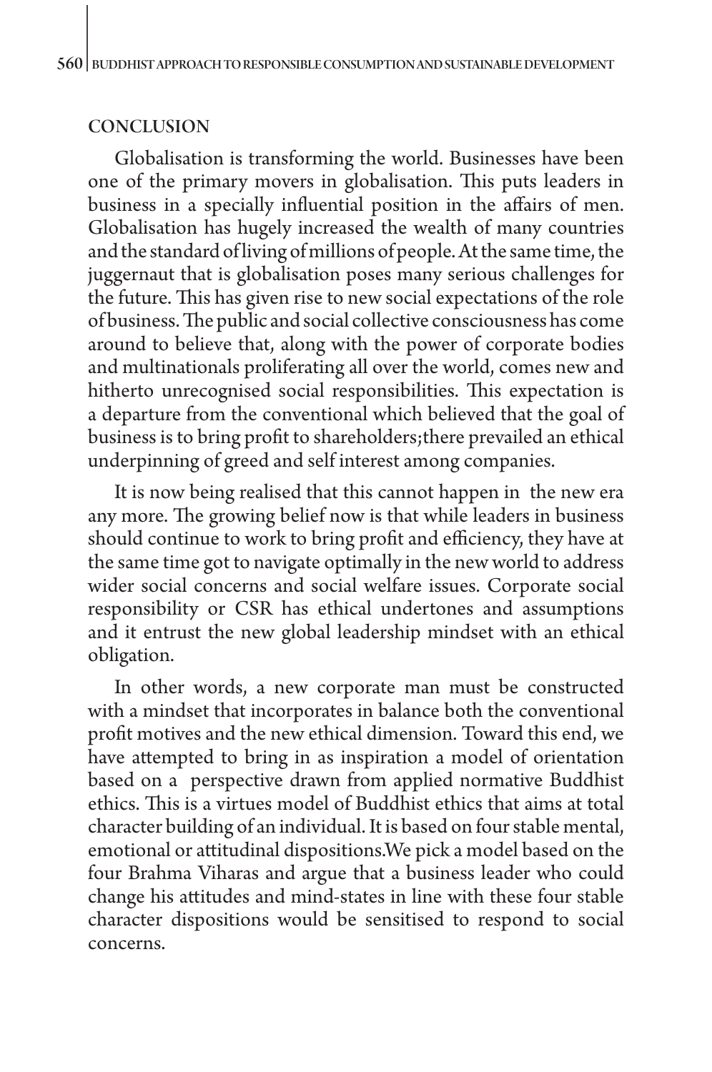## CONCLUSION

Globalisation is transforming the world. Businesses have been one of the primary movers in globalisation. This puts leaders in business in a specially influential position in the affairs of men. Globalisation has hugely increased the wealth of many countries and the standard of living of millions of people. At the same time, the juggernaut that is globalisation poses many serious challenges for the future. This has given rise to new social expectations of the role of business. The public and social collective consciousness has come around to believe that, along with the power of corporate bodies and multinationals proliferating all over the world, comes new and hitherto unrecognised social responsibilities. This expectation is a departure from the conventional which believed that the goal of business is to bring profit to shareholders;there prevailed an ethical underpinning of greed and self interest among companies.

It is now being realised that this cannot happen in the new era any more. The growing belief now is that while leaders in business should continue to work to bring profit and efficiency, they have at the same time got to navigate optimally in the new world to address wider social concerns and social welfare issues. Corporate social responsibility or CSR has ethical undertones and assumptions and it entrust the new global leadership mindset with an ethical obligation.

In other words, a new corporate man must be constructed with a mindset that incorporates in balance both the conventional profit motives and the new ethical dimension. Toward this end, we have attempted to bring in as inspiration a model of orientation based on a perspective drawn from applied normative Buddhist ethics. This is a virtues model of Buddhist ethics that aims at total character building of an individual. It is based on four stable mental, emotional or attitudinal dispositions.We pick a model based on the four Brahma Viharas and argue that a business leader who could change his attitudes and mind-states in line with these four stable character dispositions would be sensitised to respond to social concerns.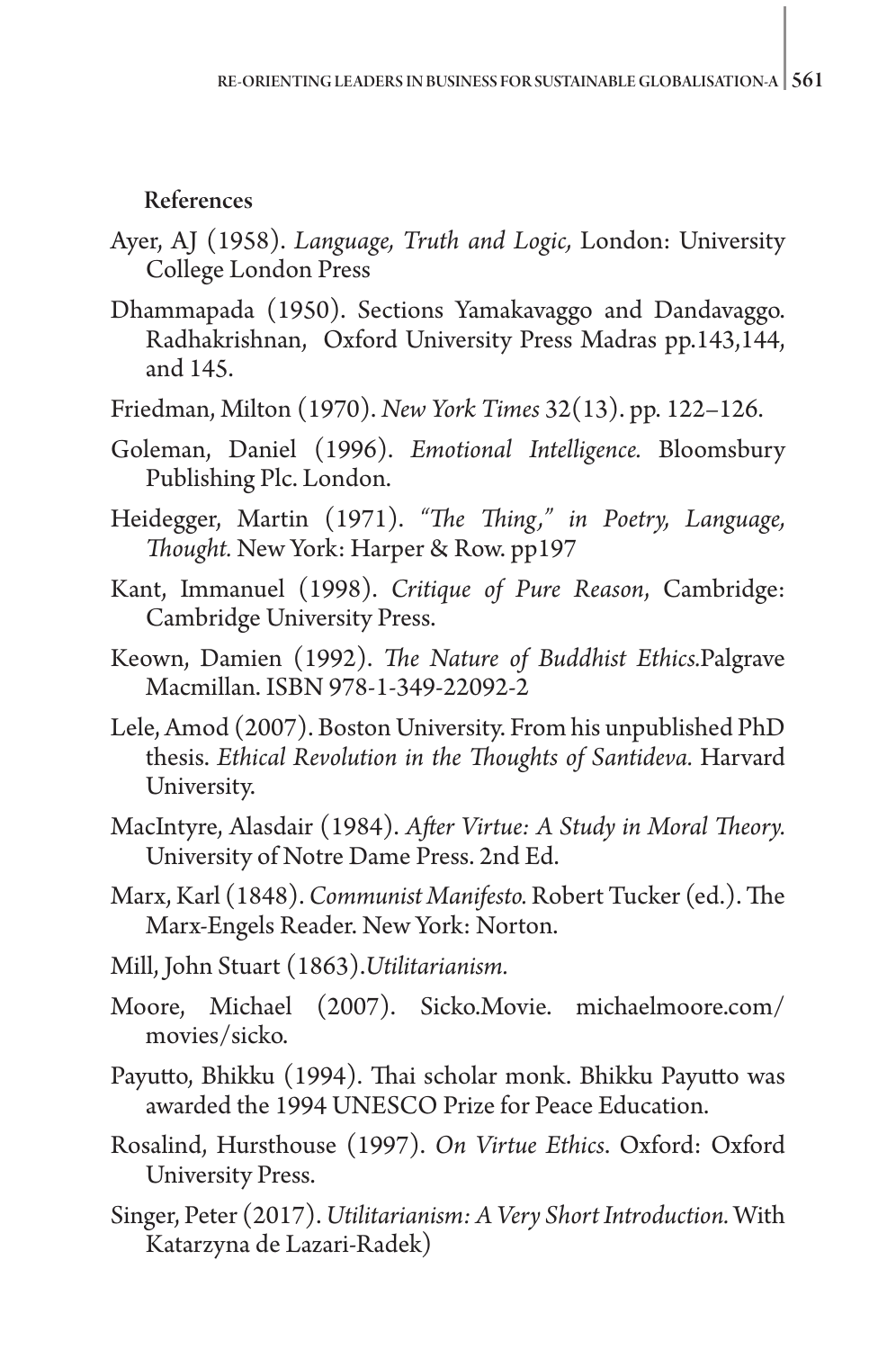## References

Ayer, AJ (1958). *Language, Truth and Logic,* London: University College London Press

Dhammapada (1950). Sections Yamakavaggo and Dandavaggo. Radhakrishnan, Oxford University Press Madras pp.143,144, and 145.

Friedman, Milton (1970). *New York Times* 32(13). pp. 122–126.

Goleman, Daniel (1996). *Emotional Intelligence.* Bloomsbury Publishing Plc. London.

Heidegger, Martin (1971). *"The Thing," in Poetry, Language, Thought.* New York: Harper & Row. pp197

Kant, Immanuel (1998). *Critique of Pure Reason*, Cambridge: Cambridge University Press.

Keown, Damien (1992). *The Nature of Buddhist Ethics.*Palgrave Macmillan. ISBN 978-1-349-22092-2

Lele, Amod (2007). Boston University. From his unpublished PhD thesis. *Ethical Revolution in the Thoughts of Santideva.* Harvard University.

MacIntyre, Alasdair (1984). *After Virtue: A Study in Moral Theory.* University of Notre Dame Press. 2nd Ed.

Marx, Karl (1848). *Communist Manifesto.* Robert Tucker (ed.). The Marx-Engels Reader. New York: Norton.

Mill, John Stuart (1863).*Utilitarianism.*

Moore, Michael (2007). Sicko.Movie. michaelmoore.com/movies/sicko.

Payutto, Bhikku (1994). Thai scholar monk. Bhikku Payutto was awarded the 1994 UNESCO Prize for Peace Education.

Rosalind, Hursthouse (1997). *On Virtue Ethics*. Oxford: Oxford University Press.

Singer, Peter (2017). *Utilitarianism: A Very Short Introduction.* With Katarzyna de Lazari-Radek)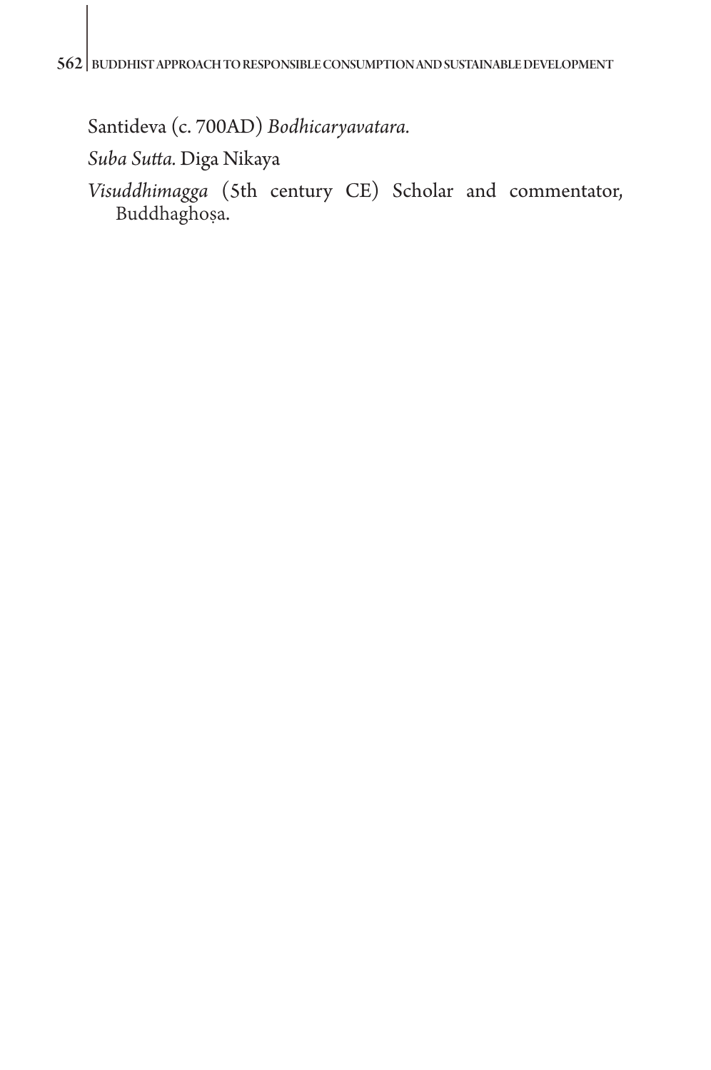Santideva (c. 700AD) *Bodhicaryavatara.*

*Suba Sutta.* Diga Nikaya

*Visuddhimagga* (5th century CE) Scholar and commentator, Buddhaghoṣa.